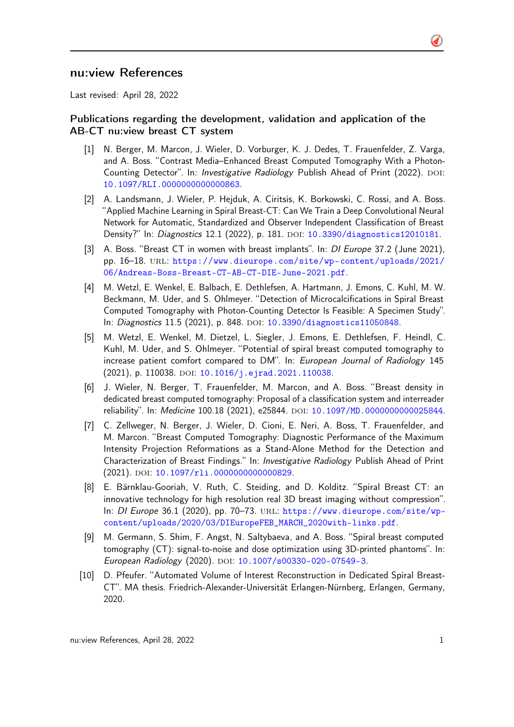# nu:view References

Last revised: April 28, 2022

## Publications regarding the development, validation and application of the AB-CT nu:view breast CT system

[1] N. Berger, M. Marcon, J. Wieler, D. Vorburger, K. J. Dedes, T. Frauenfelder, Z. Varga, and A. Boss. "Contrast Media–Enhanced Breast Computed Tomography With a Photon-Counting Detector". In: *Investigative Radiology* Publish Ahead of Print (2022). DOI: 10.1097/RLI.0000000000000863.

[2] A. Landsmann, J. Wieler, P. Hejduk, A. Ciritsis, K. Borkowski, C. Rossi, and A. Boss. "Applied Machine Learning in Spiral Breast-CT: Can We Train a Deep Convolutional Neural Network for Automatic, Standardized and Observer Independent Classification of Breast Density?" In: *Diagnostics* 12.1 (2022), p. 181. DOI: 10.3390/diagnostics12010181.

[3] A. Boss. "Breast CT in women with breast implants". In: *DI Europe* 37.2 (June 2021), pp. 16–18. URL: https://www.dieurope.com/site/wp-content/uploads/2021/06/Andreas-Boss-Breast-CT-AB-CT-DIE-June-2021.pdf.

[4] M. Wetzl, E. Wenkel, E. Balbach, E. Dethlefsen, A. Hartmann, J. Emons, C. Kuhl, M. W. Beckmann, M. Uder, and S. Ohlmeyer. "Detection of Microcalcifications in Spiral Breast Computed Tomography with Photon-Counting Detector Is Feasible: A Specimen Study". In: *Diagnostics* 11.5 (2021), p. 848. DOI: 10.3390/diagnostics11050848.

[5] M. Wetzl, E. Wenkel, M. Dietzel, L. Siegler, J. Emons, E. Dethlefsen, F. Heindl, C. Kuhl, M. Uder, and S. Ohlmeyer. "Potential of spiral breast computed tomography to increase patient comfort compared to DM". In: *European Journal of Radiology* 145 (2021), p. 110038. DOI: 10.1016/j.ejrad.2021.110038.

[6] J. Wieler, N. Berger, T. Frauenfelder, M. Marcon, and A. Boss. "Breast density in dedicated breast computed tomography: Proposal of a classification system and interreader reliability". In: *Medicine* 100.18 (2021), e25844. DOI: 10.1097/MD.0000000000025844.

[7] C. Zellweger, N. Berger, J. Wieler, D. Cioni, E. Neri, A. Boss, T. Frauenfelder, and M. Marcon. "Breast Computed Tomography: Diagnostic Performance of the Maximum Intensity Projection Reformations as a Stand-Alone Method for the Detection and Characterization of Breast Findings." In: *Investigative Radiology* Publish Ahead of Print (2021). DOI: 10.1097/rli.0000000000000829.

[8] E. Bärnklau-Gooriah, V. Ruth, C. Steiding, and D. Kolditz. "Spiral Breast CT: an innovative technology for high resolution real 3D breast imaging without compression". In: *DI Europe* 36.1 (2020), pp. 70–73. URL: https://www.dieurope.com/site/wp-content/uploads/2020/03/DIEuropeFEB_MARCH_2020with-links.pdf.

[9] M. Germann, S. Shim, F. Angst, N. Saltybaeva, and A. Boss. "Spiral breast computed tomography (CT): signal-to-noise and dose optimization using 3D-printed phantoms". In: *European Radiology* (2020). DOI: 10.1007/s00330-020-07549-3.

[10] D. Pfeufer. "Automated Volume of Interest Reconstruction in Dedicated Spiral Breast-CT". MA thesis. Friedrich-Alexander-Universität Erlangen-Nürnberg, Erlangen, Germany, 2020.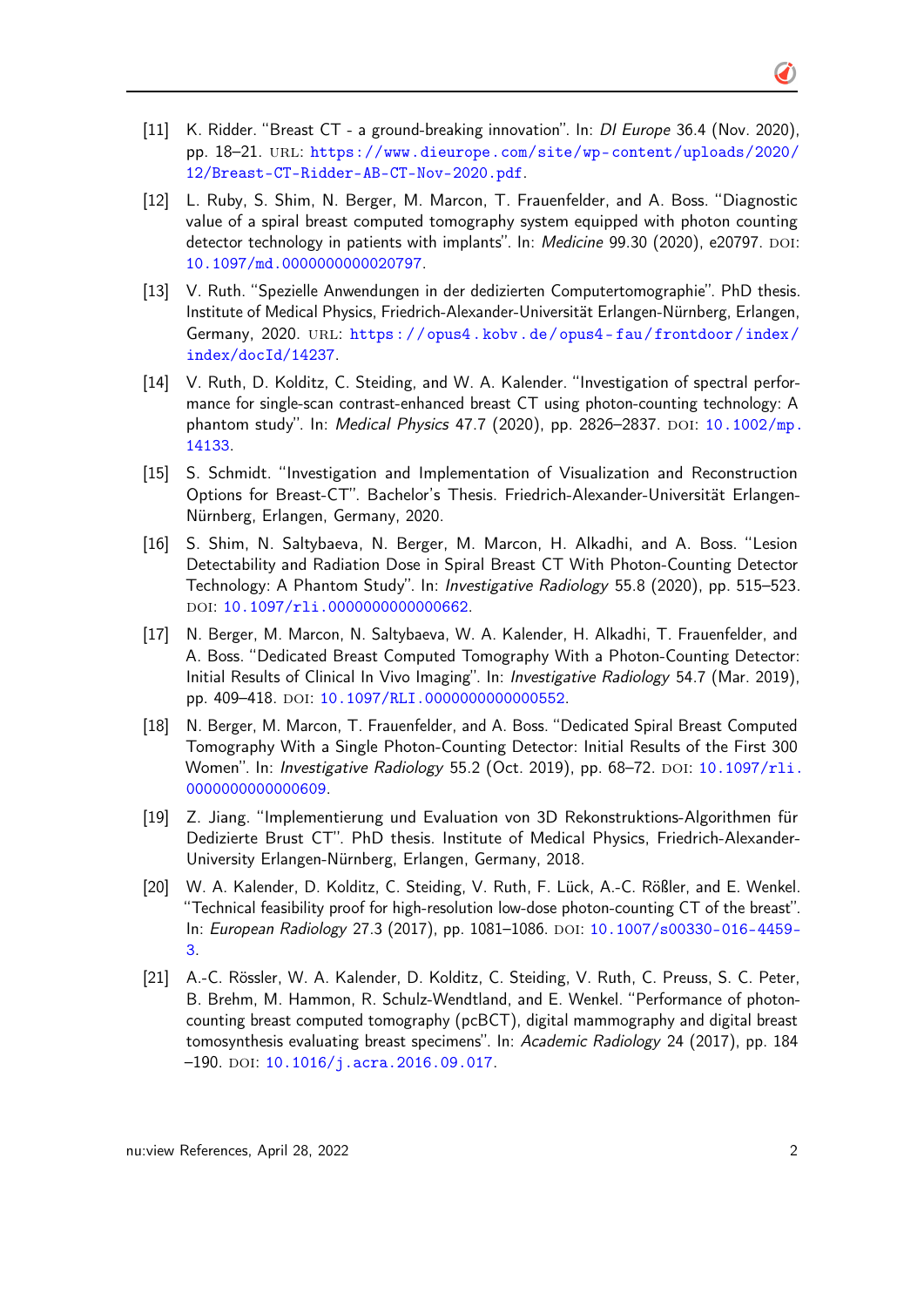[11] K. Ridder. "Breast CT - a ground-breaking innovation". In: *DI Europe* 36.4 (Nov. 2020), pp. 18–21. URL: https://www.dieurope.com/site/wp-content/uploads/2020/12/Breast-CT-Ridder-AB-CT-Nov-2020.pdf.

[12] L. Ruby, S. Shim, N. Berger, M. Marcon, T. Frauenfelder, and A. Boss. "Diagnostic value of a spiral breast computed tomography system equipped with photon counting detector technology in patients with implants". In: *Medicine* 99.30 (2020), e20797. DOI: 10.1097/md.0000000000020797.

[13] V. Ruth. "Spezielle Anwendungen in der dedizierten Computertomographie". PhD thesis. Institute of Medical Physics, Friedrich-Alexander-Universität Erlangen-Nürnberg, Erlangen, Germany, 2020. URL: https://opus4.kobv.de/opus4-fau/frontdoor/index/index/docId/14237.

[14] V. Ruth, D. Kolditz, C. Steiding, and W. A. Kalender. "Investigation of spectral performance for single-scan contrast-enhanced breast CT using photon-counting technology: A phantom study". In: *Medical Physics* 47.7 (2020), pp. 2826–2837. DOI: 10.1002/mp.14133.

[15] S. Schmidt. "Investigation and Implementation of Visualization and Reconstruction Options for Breast-CT". Bachelor's Thesis. Friedrich-Alexander-Universität Erlangen-Nürnberg, Erlangen, Germany, 2020.

[16] S. Shim, N. Saltybaeva, N. Berger, M. Marcon, H. Alkadhi, and A. Boss. "Lesion Detectability and Radiation Dose in Spiral Breast CT With Photon-Counting Detector Technology: A Phantom Study". In: *Investigative Radiology* 55.8 (2020), pp. 515–523. DOI: 10.1097/rli.0000000000000662.

[17] N. Berger, M. Marcon, N. Saltybaeva, W. A. Kalender, H. Alkadhi, T. Frauenfelder, and A. Boss. "Dedicated Breast Computed Tomography With a Photon-Counting Detector: Initial Results of Clinical In Vivo Imaging". In: *Investigative Radiology* 54.7 (Mar. 2019), pp. 409–418. DOI: 10.1097/RLI.0000000000000552.

[18] N. Berger, M. Marcon, T. Frauenfelder, and A. Boss. "Dedicated Spiral Breast Computed Tomography With a Single Photon-Counting Detector: Initial Results of the First 300 Women". In: *Investigative Radiology* 55.2 (Oct. 2019), pp. 68–72. DOI: 10.1097/rli.0000000000000609.

[19] Z. Jiang. "Implementierung und Evaluation von 3D Rekonstruktions-Algorithmen für Dedizierte Brust CT". PhD thesis. Institute of Medical Physics, Friedrich-Alexander-University Erlangen-Nürnberg, Erlangen, Germany, 2018.

[20] W. A. Kalender, D. Kolditz, C. Steiding, V. Ruth, F. Lück, A.-C. Rößler, and E. Wenkel. "Technical feasibility proof for high-resolution low-dose photon-counting CT of the breast". In: *European Radiology* 27.3 (2017), pp. 1081–1086. DOI: 10.1007/s00330-016-4459-3.

[21] A.-C. Rössler, W. A. Kalender, D. Kolditz, C. Steiding, V. Ruth, C. Preuss, S. C. Peter, B. Brehm, M. Hammon, R. Schulz-Wendtland, and E. Wenkel. "Performance of photon-counting breast computed tomography (pcBCT), digital mammography and digital breast tomosynthesis evaluating breast specimens". In: *Academic Radiology* 24 (2017), pp. 184–190. DOI: 10.1016/j.acra.2016.09.017.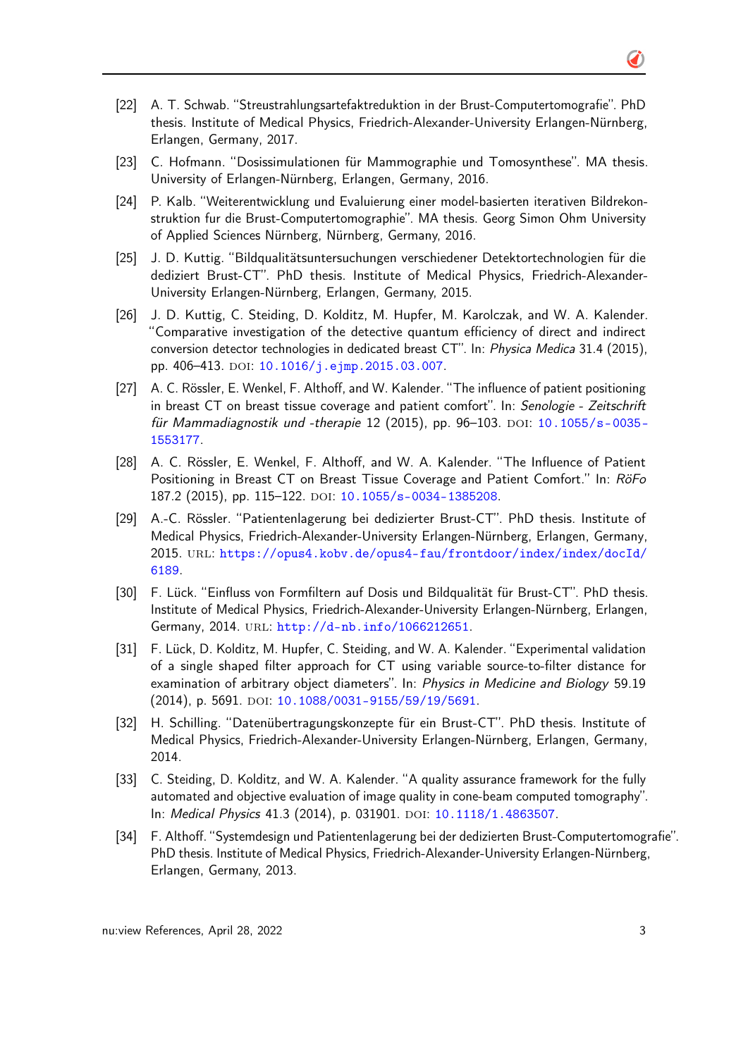[22] A. T. Schwab. “Streustrahlungsartefaktreduktion in der Brust-Computertomografie”. PhD thesis. Institute of Medical Physics, Friedrich-Alexander-University Erlangen-Nürnberg, Erlangen, Germany, 2017.

[23] C. Hofmann. “Dosissimulationen für Mammographie und Tomosynthese”. MA thesis. University of Erlangen-Nürnberg, Erlangen, Germany, 2016.

[24] P. Kalb. “Weiterentwicklung und Evaluierung einer model-basierten iterativen Bildrekonstruktion fur die Brust-Computertomographie”. MA thesis. Georg Simon Ohm University of Applied Sciences Nürnberg, Nürnberg, Germany, 2016.

[25] J. D. Kuttig. “Bildqualitätsuntersuchungen verschiedener Detektortechnologien für die dediziert Brust-CT”. PhD thesis. Institute of Medical Physics, Friedrich-Alexander-University Erlangen-Nürnberg, Erlangen, Germany, 2015.

[26] J. D. Kuttig, C. Steiding, D. Kolditz, M. Hupfer, M. Karolczak, and W. A. Kalender. “Comparative investigation of the detective quantum efficiency of direct and indirect conversion detector technologies in dedicated breast CT”. In: *Physica Medica* 31.4 (2015), pp. 406–413. DOI: 10.1016/j.ejmp.2015.03.007.

[27] A. C. Rössler, E. Wenkel, F. Althoff, and W. Kalender. “The influence of patient positioning in breast CT on breast tissue coverage and patient comfort”. In: *Senologie - Zeitschrift für Mammadiagnostik und -therapie* 12 (2015), pp. 96–103. DOI: 10.1055/s-0035-1553177.

[28] A. C. Rössler, E. Wenkel, F. Althoff, and W. A. Kalender. “The Influence of Patient Positioning in Breast CT on Breast Tissue Coverage and Patient Comfort.” In: *RöFo* 187.2 (2015), pp. 115–122. DOI: 10.1055/s-0034-1385208.

[29] A.-C. Rössler. “Patientenlagerung bei dedizierter Brust-CT”. PhD thesis. Institute of Medical Physics, Friedrich-Alexander-University Erlangen-Nürnberg, Erlangen, Germany, 2015. URL: https://opus4.kobv.de/opus4-fau/frontdoor/index/index/docId/6189.

[30] F. Lück. “Einfluss von Formfiltern auf Dosis und Bildqualität für Brust-CT”. PhD thesis. Institute of Medical Physics, Friedrich-Alexander-University Erlangen-Nürnberg, Erlangen, Germany, 2014. URL: http://d-nb.info/1066212651.

[31] F. Lück, D. Kolditz, M. Hupfer, C. Steiding, and W. A. Kalender. “Experimental validation of a single shaped filter approach for CT using variable source-to-filter distance for examination of arbitrary object diameters”. In: *Physics in Medicine and Biology* 59.19 (2014), p. 5691. DOI: 10.1088/0031-9155/59/19/5691.

[32] H. Schilling. “Datenübertragungskonzepte für ein Brust-CT”. PhD thesis. Institute of Medical Physics, Friedrich-Alexander-University Erlangen-Nürnberg, Erlangen, Germany, 2014.

[33] C. Steiding, D. Kolditz, and W. A. Kalender. “A quality assurance framework for the fully automated and objective evaluation of image quality in cone-beam computed tomography”. In: *Medical Physics* 41.3 (2014), p. 031901. DOI: 10.1118/1.4863507.

[34] F. Althoff. “Systemdesign und Patientenlagerung bei der dedizierten Brust-Computertomografie”. PhD thesis. Institute of Medical Physics, Friedrich-Alexander-University Erlangen-Nürnberg, Erlangen, Germany, 2013.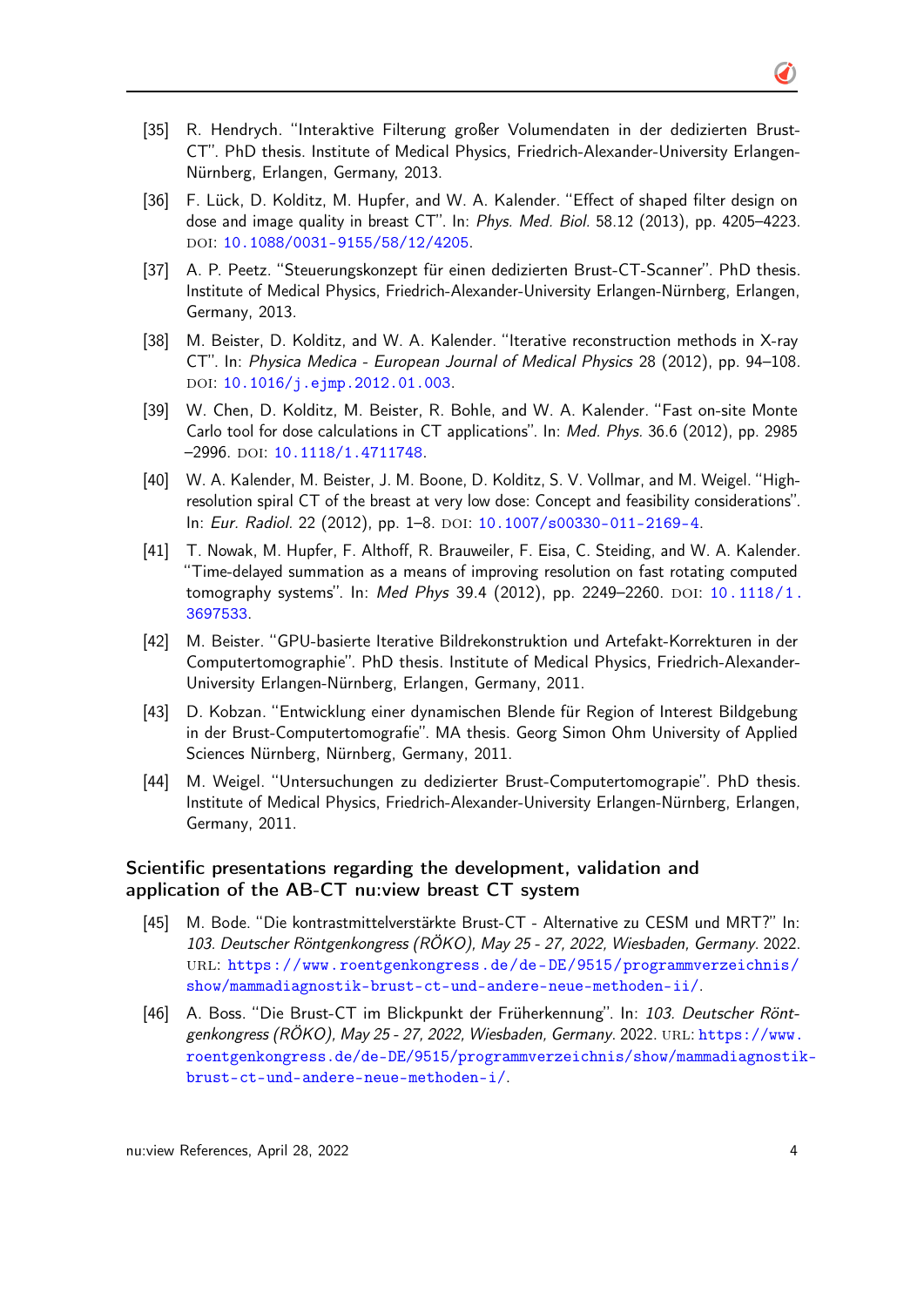[35] R. Hendrych. "Interaktive Filterung großer Volumendaten in der dedizierten Brust-CT". PhD thesis. Institute of Medical Physics, Friedrich-Alexander-University Erlangen-Nürnberg, Erlangen, Germany, 2013.

[36] F. Lück, D. Kolditz, M. Hupfer, and W. A. Kalender. "Effect of shaped filter design on dose and image quality in breast CT". In: *Phys. Med. Biol.* 58.12 (2013), pp. 4205–4223. DOI: 10.1088/0031-9155/58/12/4205.

[37] A. P. Peetz. "Steuerungskonzept für einen dedizierten Brust-CT-Scanner". PhD thesis. Institute of Medical Physics, Friedrich-Alexander-University Erlangen-Nürnberg, Erlangen, Germany, 2013.

[38] M. Beister, D. Kolditz, and W. A. Kalender. "Iterative reconstruction methods in X-ray CT". In: *Physica Medica - European Journal of Medical Physics* 28 (2012), pp. 94–108. DOI: 10.1016/j.ejmp.2012.01.003.

[39] W. Chen, D. Kolditz, M. Beister, R. Bohle, and W. A. Kalender. "Fast on-site Monte Carlo tool for dose calculations in CT applications". In: *Med. Phys.* 36.6 (2012), pp. 2985 –2996. DOI: 10.1118/1.4711748.

[40] W. A. Kalender, M. Beister, J. M. Boone, D. Kolditz, S. V. Vollmar, and M. Weigel. "High-resolution spiral CT of the breast at very low dose: Concept and feasibility considerations". In: *Eur. Radiol.* 22 (2012), pp. 1–8. DOI: 10.1007/s00330-011-2169-4.

[41] T. Nowak, M. Hupfer, F. Althoff, R. Brauweiler, F. Eisa, C. Steiding, and W. A. Kalender. "Time-delayed summation as a means of improving resolution on fast rotating computed tomography systems". In: *Med Phys* 39.4 (2012), pp. 2249–2260. DOI: 10.1118/1.3697533.

[42] M. Beister. "GPU-basierte Iterative Bildrekonstruktion und Artefakt-Korrekturen in der Computertomographie". PhD thesis. Institute of Medical Physics, Friedrich-Alexander-University Erlangen-Nürnberg, Erlangen, Germany, 2011.

[43] D. Kobzan. "Entwicklung einer dynamischen Blende für Region of Interest Bildgebung in der Brust-Computertomografie". MA thesis. Georg Simon Ohm University of Applied Sciences Nürnberg, Nürnberg, Germany, 2011.

[44] M. Weigel. "Untersuchungen zu dedizierter Brust-Computertomograpie". PhD thesis. Institute of Medical Physics, Friedrich-Alexander-University Erlangen-Nürnberg, Erlangen, Germany, 2011.

## Scientific presentations regarding the development, validation and application of the AB-CT nu:view breast CT system

[45] M. Bode. "Die kontrastmittelverstärkte Brust-CT - Alternative zu CESM und MRT?" In: *103. Deutscher Röntgenkongress (RÖKO), May 25 - 27, 2022, Wiesbaden, Germany*. 2022. URL: https://www.roentgenkongress.de/de-DE/9515/programmverzeichnis/show/mammadiagnostik-brust-ct-und-andere-neue-methoden-ii/.

[46] A. Boss. "Die Brust-CT im Blickpunkt der Früherkennung". In: *103. Deutscher Röntgenkongress (RÖKO), May 25 - 27, 2022, Wiesbaden, Germany*. 2022. URL: https://www.roentgenkongress.de/de-DE/9515/programmverzeichnis/show/mammadiagnostik-brust-ct-und-andere-neue-methoden-i/.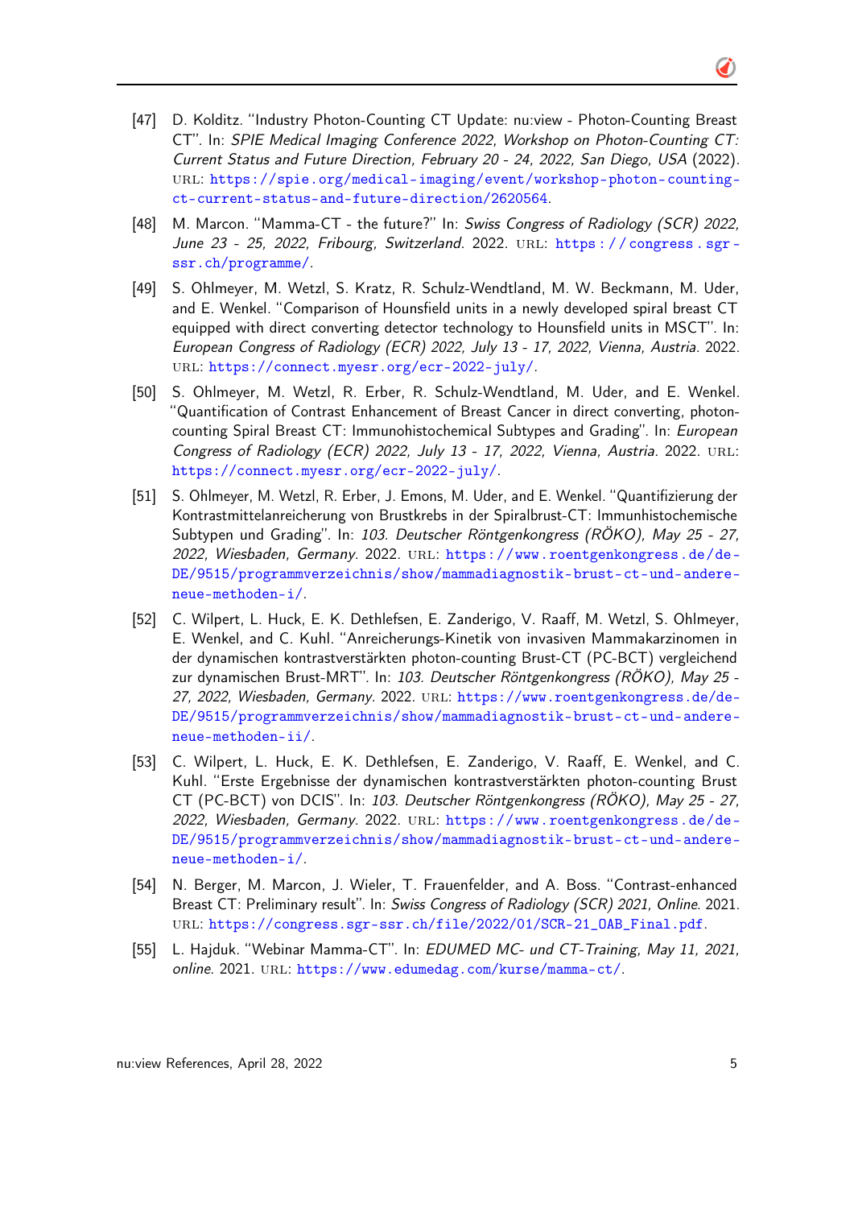[47] D. Kolditz. "Industry Photon-Counting CT Update: nu:view - Photon-Counting Breast CT". In: *SPIE Medical Imaging Conference 2022, Workshop on Photon-Counting CT: Current Status and Future Direction, February 20 - 24, 2022, San Diego, USA* (2022). URL: https://spie.org/medical-imaging/event/workshop-photon-counting-ct-current-status-and-future-direction/2620564.

[48] M. Marcon. "Mamma-CT - the future?" In: *Swiss Congress of Radiology (SCR) 2022, June 23 - 25, 2022, Fribourg, Switzerland*. 2022. URL: https://congress.sgr-ssr.ch/programme/.

[49] S. Ohlmeyer, M. Wetzl, S. Kratz, R. Schulz-Wendtland, M. W. Beckmann, M. Uder, and E. Wenkel. "Comparison of Hounsfield units in a newly developed spiral breast CT equipped with direct converting detector technology to Hounsfield units in MSCT". In: *European Congress of Radiology (ECR) 2022, July 13 - 17, 2022, Vienna, Austria*. 2022. URL: https://connect.myesr.org/ecr-2022-july/.

[50] S. Ohlmeyer, M. Wetzl, R. Erber, R. Schulz-Wendtland, M. Uder, and E. Wenkel. "Quantification of Contrast Enhancement of Breast Cancer in direct converting, photon-counting Spiral Breast CT: Immunohistochemical Subtypes and Grading". In: *European Congress of Radiology (ECR) 2022, July 13 - 17, 2022, Vienna, Austria*. 2022. URL: https://connect.myesr.org/ecr-2022-july/.

[51] S. Ohlmeyer, M. Wetzl, R. Erber, J. Emons, M. Uder, and E. Wenkel. "Quantifizierung der Kontrastmittelanreicherung von Brustkrebs in der Spiralbrust-CT: Immunhistochemische Subtypen und Grading". In: *103. Deutscher Röntgenkongress (RÖKO), May 25 - 27, 2022, Wiesbaden, Germany*. 2022. URL: https://www.roentgenkongress.de/de-DE/9515/programmverzeichnis/show/mammadiagnostik-brust-ct-und-andere-neue-methoden-i/.

[52] C. Wilpert, L. Huck, E. K. Dethlefsen, E. Zanderigo, V. Raaff, M. Wetzl, S. Ohlmeyer, E. Wenkel, and C. Kuhl. "Anreicherungs-Kinetik von invasiven Mammakarzinomen in der dynamischen kontrastverstärkten photon-counting Brust-CT (PC-BCT) vergleichend zur dynamischen Brust-MRT". In: *103. Deutscher Röntgenkongress (RÖKO), May 25 - 27, 2022, Wiesbaden, Germany*. 2022. URL: https://www.roentgenkongress.de/de-DE/9515/programmverzeichnis/show/mammadiagnostik-brust-ct-und-andere-neue-methoden-ii/.

[53] C. Wilpert, L. Huck, E. K. Dethlefsen, E. Zanderigo, V. Raaff, E. Wenkel, and C. Kuhl. "Erste Ergebnisse der dynamischen kontrastverstärkten photon-counting Brust CT (PC-BCT) von DCIS". In: *103. Deutscher Röntgenkongress (RÖKO), May 25 - 27, 2022, Wiesbaden, Germany*. 2022. URL: https://www.roentgenkongress.de/de-DE/9515/programmverzeichnis/show/mammadiagnostik-brust-ct-und-andere-neue-methoden-i/.

[54] N. Berger, M. Marcon, J. Wieler, T. Frauenfelder, and A. Boss. "Contrast-enhanced Breast CT: Preliminary result". In: *Swiss Congress of Radiology (SCR) 2021, Online*. 2021. URL: https://congress.sgr-ssr.ch/file/2022/01/SCR-21_OAB_Final.pdf.

[55] L. Hajduk. "Webinar Mamma-CT". In: *EDUMED MC- und CT-Training, May 11, 2021, online*. 2021. URL: https://www.edumedag.com/kurse/mamma-ct/.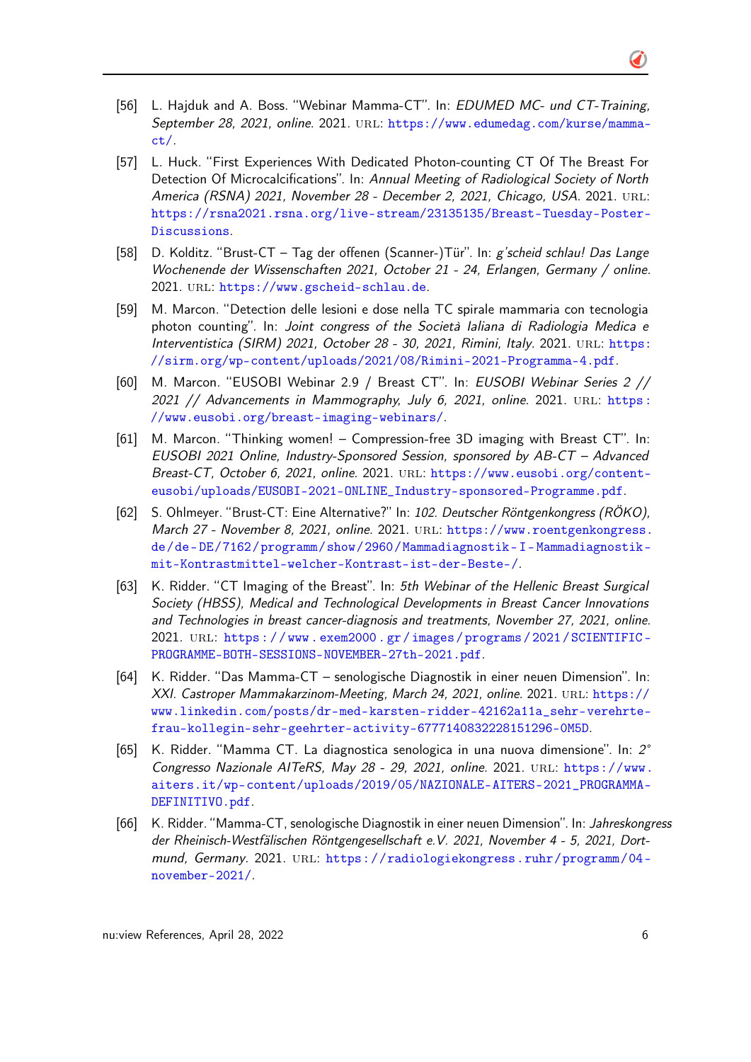[56] L. Hajduk and A. Boss. "Webinar Mamma-CT". In: *EDUMED MC- und CT-Training, September 28, 2021, online*. 2021. URL: https://www.edumedag.com/kurse/mamma-ct/.

[57] L. Huck. "First Experiences With Dedicated Photon-counting CT Of The Breast For Detection Of Microcalcifications". In: *Annual Meeting of Radiological Society of North America (RSNA) 2021, November 28 - December 2, 2021, Chicago, USA*. 2021. URL: https://rsna2021.rsna.org/live-stream/23135135/Breast-Tuesday-Poster-Discussions.

[58] D. Kolditz. "Brust-CT – Tag der offenen (Scanner-)Tür". In: *g'scheid schlau! Das Lange Wochenende der Wissenschaften 2021, October 21 - 24, Erlangen, Germany / online*. 2021. URL: https://www.gscheid-schlau.de.

[59] M. Marcon. "Detection delle lesioni e dose nella TC spirale mammaria con tecnologia photon counting". In: *Joint congress of the Società Ialiana di Radiologia Medica e Interventistica (SIRM) 2021, October 28 - 30, 2021, Rimini, Italy*. 2021. URL: https://sirm.org/wp-content/uploads/2021/08/Rimini-2021-Programma-4.pdf.

[60] M. Marcon. "EUSOBI Webinar 2.9 / Breast CT". In: *EUSOBI Webinar Series 2 // 2021 // Advancements in Mammography, July 6, 2021, online*. 2021. URL: https://www.eusobi.org/breast-imaging-webinars/.

[61] M. Marcon. "Thinking women! – Compression-free 3D imaging with Breast CT". In: *EUSOBI 2021 Online, Industry-Sponsored Session, sponsored by AB-CT – Advanced Breast-CT, October 6, 2021, online*. 2021. URL: https://www.eusobi.org/content-eusobi/uploads/EUSOBI-2021-ONLINE_Industry-sponsored-Programme.pdf.

[62] S. Ohlmeyer. "Brust-CT: Eine Alternative?" In: *102. Deutscher Röntgenkongress (RÖKO), March 27 - November 8, 2021, online*. 2021. URL: https://www.roentgenkongress.de/de-DE/7162/programm/show/2960/Mammadiagnostik-I-Mammadiagnostik-mit-Kontrastmittel-welcher-Kontrast-ist-der-Beste-/.

[63] K. Ridder. "CT Imaging of the Breast". In: *5th Webinar of the Hellenic Breast Surgical Society (HBSS), Medical and Technological Developments in Breast Cancer Innovations and Technologies in breast cancer-diagnosis and treatments, November 27, 2021, online*. 2021. URL: https://www.exem2000.gr/images/programs/2021/SCIENTIFIC-PROGRAMME-BOTH-SESSIONS-NOVEMBER-27th-2021.pdf.

[64] K. Ridder. "Das Mamma-CT – senologische Diagnostik in einer neuen Dimension". In: *XXI. Castroper Mammakarzinom-Meeting, March 24, 2021, online*. 2021. URL: https://www.linkedin.com/posts/dr-med-karsten-ridder-42162a11a_sehr-verehrte-frau-kollegin-sehr-geehrter-activity-6777140832228151296-0M5D.

[65] K. Ridder. "Mamma CT. La diagnostica senologica in una nuova dimensione". In: *2° Congresso Nazionale AITeRS, May 28 - 29, 2021, online*. 2021. URL: https://www.aiters.it/wp-content/uploads/2019/05/NAZIONALE-AITERS-2021_PROGRAMMA-DEFINITIVO.pdf.

[66] K. Ridder. "Mamma-CT, senologische Diagnostik in einer neuen Dimension". In: *Jahreskongress der Rheinisch-Westfälischen Röntgengesellschaft e.V. 2021, November 4 - 5, 2021, Dortmund, Germany*. 2021. URL: https://radiologiekongress.ruhr/programm/04-november-2021/.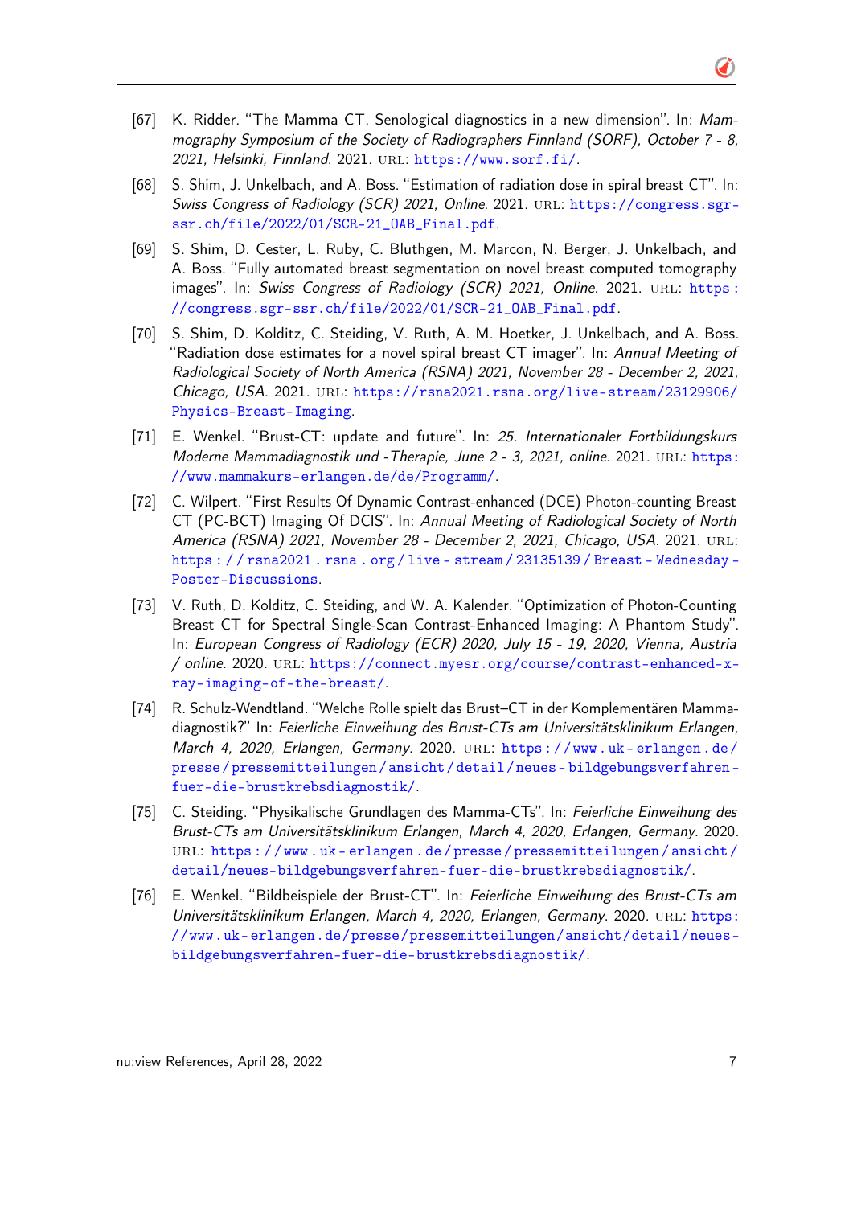[67] K. Ridder. "The Mamma CT, Senological diagnostics in a new dimension". In: *Mammography Symposium of the Society of Radiographers Finnland (SORF), October 7 - 8, 2021, Helsinki, Finnland*. 2021. URL: https://www.sorf.fi/.

[68] S. Shim, J. Unkelbach, and A. Boss. "Estimation of radiation dose in spiral breast CT". In: *Swiss Congress of Radiology (SCR) 2021, Online*. 2021. URL: https://congress.sgr-ssr.ch/file/2022/01/SCR-21_OAB_Final.pdf.

[69] S. Shim, D. Cester, L. Ruby, C. Bluthgen, M. Marcon, N. Berger, J. Unkelbach, and A. Boss. "Fully automated breast segmentation on novel breast computed tomography images". In: *Swiss Congress of Radiology (SCR) 2021, Online*. 2021. URL: https://congress.sgr-ssr.ch/file/2022/01/SCR-21_OAB_Final.pdf.

[70] S. Shim, D. Kolditz, C. Steiding, V. Ruth, A. M. Hoetker, J. Unkelbach, and A. Boss. "Radiation dose estimates for a novel spiral breast CT imager". In: *Annual Meeting of Radiological Society of North America (RSNA) 2021, November 28 - December 2, 2021, Chicago, USA*. 2021. URL: https://rsna2021.rsna.org/live-stream/23129906/Physics-Breast-Imaging.

[71] E. Wenkel. "Brust-CT: update and future". In: *25. Internationaler Fortbildungskurs Moderne Mammadiagnostik und -Therapie, June 2 - 3, 2021, online*. 2021. URL: https://www.mammakurs-erlangen.de/de/Programm/.

[72] C. Wilpert. "First Results Of Dynamic Contrast-enhanced (DCE) Photon-counting Breast CT (PC-BCT) Imaging Of DCIS". In: *Annual Meeting of Radiological Society of North America (RSNA) 2021, November 28 - December 2, 2021, Chicago, USA*. 2021. URL: https://rsna2021.rsna.org/live-stream/23135139/Breast-Wednesday-Poster-Discussions.

[73] V. Ruth, D. Kolditz, C. Steiding, and W. A. Kalender. "Optimization of Photon-Counting Breast CT for Spectral Single-Scan Contrast-Enhanced Imaging: A Phantom Study". In: *European Congress of Radiology (ECR) 2020, July 15 - 19, 2020, Vienna, Austria / online*. 2020. URL: https://connect.myesr.org/course/contrast-enhanced-x-ray-imaging-of-the-breast/.

[74] R. Schulz-Wendtland. "Welche Rolle spielt das Brust–CT in der Komplementären Mammadiagnostik?" In: *Feierliche Einweihung des Brust-CTs am Universitätsklinikum Erlangen, March 4, 2020, Erlangen, Germany*. 2020. URL: https://www.uk-erlangen.de/presse/pressemitteilungen/ansicht/detail/neues-bildgebungsverfahren-fuer-die-brustkrebsdiagnostik/.

[75] C. Steiding. "Physikalische Grundlagen des Mamma-CTs". In: *Feierliche Einweihung des Brust-CTs am Universitätsklinikum Erlangen, March 4, 2020, Erlangen, Germany*. 2020. URL: https://www.uk-erlangen.de/presse/pressemitteilungen/ansicht/detail/neues-bildgebungsverfahren-fuer-die-brustkrebsdiagnostik/.

[76] E. Wenkel. "Bildbeispiele der Brust-CT". In: *Feierliche Einweihung des Brust-CTs am Universitätsklinikum Erlangen, March 4, 2020, Erlangen, Germany*. 2020. URL: https://www.uk-erlangen.de/presse/pressemitteilungen/ansicht/detail/neues-bildgebungsverfahren-fuer-die-brustkrebsdiagnostik/.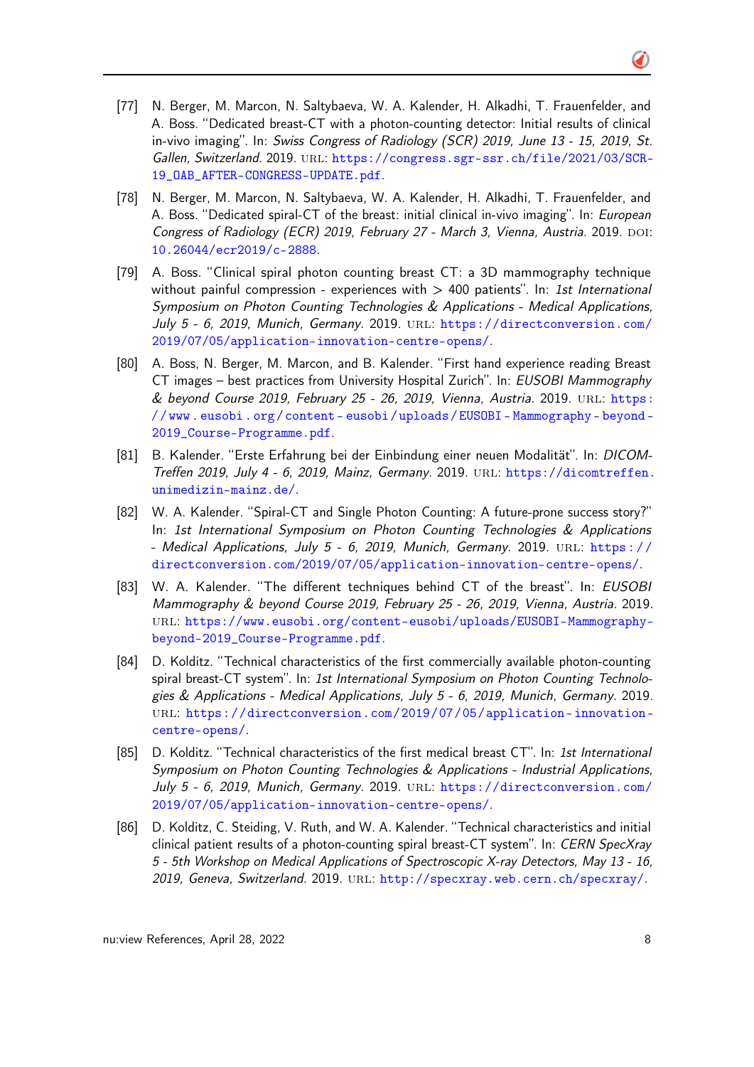[77] N. Berger, M. Marcon, N. Saltybaeva, W. A. Kalender, H. Alkadhi, T. Frauenfelder, and A. Boss. "Dedicated breast-CT with a photon-counting detector: Initial results of clinical in-vivo imaging". In: *Swiss Congress of Radiology (SCR) 2019, June 13 - 15, 2019, St. Gallen, Switzerland*. 2019. URL: https://congress.sgr-ssr.ch/file/2021/03/SCR-19_OAB_AFTER-CONGRESS-UPDATE.pdf.

[78] N. Berger, M. Marcon, N. Saltybaeva, W. A. Kalender, H. Alkadhi, T. Frauenfelder, and A. Boss. "Dedicated spiral-CT of the breast: initial clinical in-vivo imaging". In: *European Congress of Radiology (ECR) 2019, February 27 - March 3, Vienna, Austria*. 2019. DOI: 10.26044/ecr2019/c-2888.

[79] A. Boss. "Clinical spiral photon counting breast CT: a 3D mammography technique without painful compression - experiences with > 400 patients". In: *1st International Symposium on Photon Counting Technologies & Applications - Medical Applications, July 5 - 6, 2019, Munich, Germany*. 2019. URL: https://directconversion.com/2019/07/05/application-innovation-centre-opens/.

[80] A. Boss, N. Berger, M. Marcon, and B. Kalender. "First hand experience reading Breast CT images – best practices from University Hospital Zurich". In: *EUSOBI Mammography & beyond Course 2019, February 25 - 26, 2019, Vienna, Austria*. 2019. URL: https://www.eusobi.org/content-eusobi/uploads/EUSOBI-Mammography-beyond-2019_Course-Programme.pdf.

[81] B. Kalender. "Erste Erfahrung bei der Einbindung einer neuen Modalität". In: *DICOM-Treffen 2019, July 4 - 6, 2019, Mainz, Germany*. 2019. URL: https://dicomtreffen.unimedizin-mainz.de/.

[82] W. A. Kalender. "Spiral-CT and Single Photon Counting: A future-prone success story?" In: *1st International Symposium on Photon Counting Technologies & Applications - Medical Applications, July 5 - 6, 2019, Munich, Germany*. 2019. URL: https://directconversion.com/2019/07/05/application-innovation-centre-opens/.

[83] W. A. Kalender. "The different techniques behind CT of the breast". In: *EUSOBI Mammography & beyond Course 2019, February 25 - 26, 2019, Vienna, Austria*. 2019. URL: https://www.eusobi.org/content-eusobi/uploads/EUSOBI-Mammography-beyond-2019_Course-Programme.pdf.

[84] D. Kolditz. "Technical characteristics of the first commercially available photon-counting spiral breast-CT system". In: *1st International Symposium on Photon Counting Technologies & Applications - Medical Applications, July 5 - 6, 2019, Munich, Germany*. 2019. URL: https://directconversion.com/2019/07/05/application-innovation-centre-opens/.

[85] D. Kolditz. "Technical characteristics of the first medical breast CT". In: *1st International Symposium on Photon Counting Technologies & Applications - Industrial Applications, July 5 - 6, 2019, Munich, Germany*. 2019. URL: https://directconversion.com/2019/07/05/application-innovation-centre-opens/.

[86] D. Kolditz, C. Steiding, V. Ruth, and W. A. Kalender. "Technical characteristics and initial clinical patient results of a photon-counting spiral breast-CT system". In: *CERN SpecXray 5 - 5th Workshop on Medical Applications of Spectroscopic X-ray Detectors, May 13 - 16, 2019, Geneva, Switzerland*. 2019. URL: http://specxray.web.cern.ch/specxray/.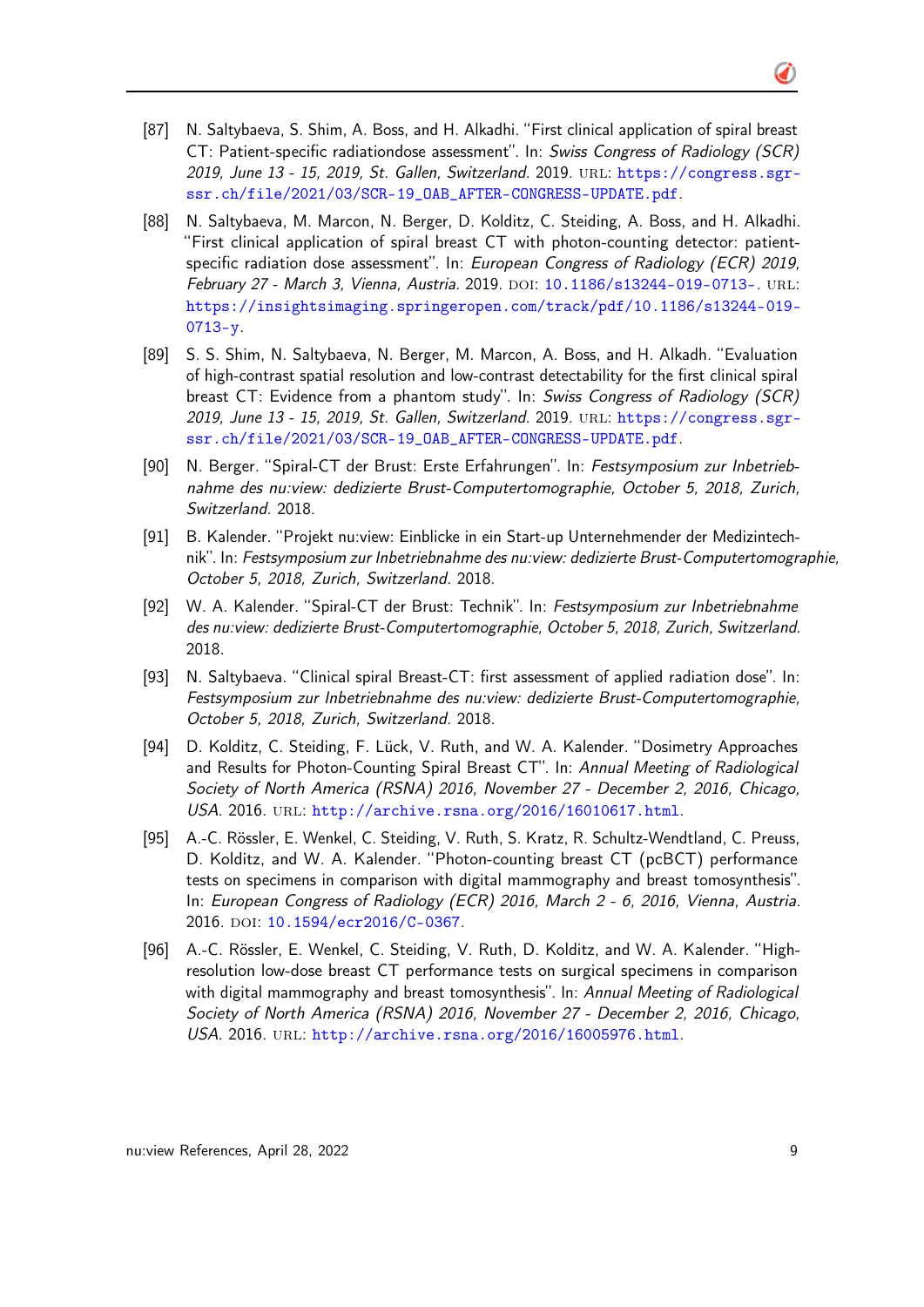[87] N. Saltybaeva, S. Shim, A. Boss, and H. Alkadhi. "First clinical application of spiral breast CT: Patient-specific radiationdose assessment". In: *Swiss Congress of Radiology (SCR) 2019, June 13 - 15, 2019, St. Gallen, Switzerland*. 2019. URL: https://congress.sgr-ssr.ch/file/2021/03/SCR-19_OAB_AFTER-CONGRESS-UPDATE.pdf.

[88] N. Saltybaeva, M. Marcon, N. Berger, D. Kolditz, C. Steiding, A. Boss, and H. Alkadhi. "First clinical application of spiral breast CT with photon-counting detector: patient-specific radiation dose assessment". In: *European Congress of Radiology (ECR) 2019, February 27 - March 3, Vienna, Austria*. 2019. DOI: 10.1186/s13244-019-0713-. URL: https://insightsimaging.springeropen.com/track/pdf/10.1186/s13244-019-0713-y.

[89] S. S. Shim, N. Saltybaeva, N. Berger, M. Marcon, A. Boss, and H. Alkadh. "Evaluation of high-contrast spatial resolution and low-contrast detectability for the first clinical spiral breast CT: Evidence from a phantom study". In: *Swiss Congress of Radiology (SCR) 2019, June 13 - 15, 2019, St. Gallen, Switzerland*. 2019. URL: https://congress.sgr-ssr.ch/file/2021/03/SCR-19_OAB_AFTER-CONGRESS-UPDATE.pdf.

[90] N. Berger. "Spiral-CT der Brust: Erste Erfahrungen". In: *Festsymposium zur Inbetriebnahme des nu:view: dedizierte Brust-Computertomographie, October 5, 2018, Zurich, Switzerland*. 2018.

[91] B. Kalender. "Projekt nu:view: Einblicke in ein Start-up Unternehmender der Medizintechnik". In: *Festsymposium zur Inbetriebnahme des nu:view: dedizierte Brust-Computertomographie, October 5, 2018, Zurich, Switzerland*. 2018.

[92] W. A. Kalender. "Spiral-CT der Brust: Technik". In: *Festsymposium zur Inbetriebnahme des nu:view: dedizierte Brust-Computertomographie, October 5, 2018, Zurich, Switzerland*. 2018.

[93] N. Saltybaeva. "Clinical spiral Breast-CT: first assessment of applied radiation dose". In: *Festsymposium zur Inbetriebnahme des nu:view: dedizierte Brust-Computertomographie, October 5, 2018, Zurich, Switzerland*. 2018.

[94] D. Kolditz, C. Steiding, F. Lück, V. Ruth, and W. A. Kalender. "Dosimetry Approaches and Results for Photon-Counting Spiral Breast CT". In: *Annual Meeting of Radiological Society of North America (RSNA) 2016, November 27 - December 2, 2016, Chicago, USA*. 2016. URL: http://archive.rsna.org/2016/16010617.html.

[95] A.-C. Rössler, E. Wenkel, C. Steiding, V. Ruth, S. Kratz, R. Schultz-Wendtland, C. Preuss, D. Kolditz, and W. A. Kalender. "Photon-counting breast CT (pcBCT) performance tests on specimens in comparison with digital mammography and breast tomosynthesis". In: *European Congress of Radiology (ECR) 2016, March 2 - 6, 2016, Vienna, Austria*. 2016. DOI: 10.1594/ecr2016/C-0367.

[96] A.-C. Rössler, E. Wenkel, C. Steiding, V. Ruth, D. Kolditz, and W. A. Kalender. "High-resolution low-dose breast CT performance tests on surgical specimens in comparison with digital mammography and breast tomosynthesis". In: *Annual Meeting of Radiological Society of North America (RSNA) 2016, November 27 - December 2, 2016, Chicago, USA*. 2016. URL: http://archive.rsna.org/2016/16005976.html.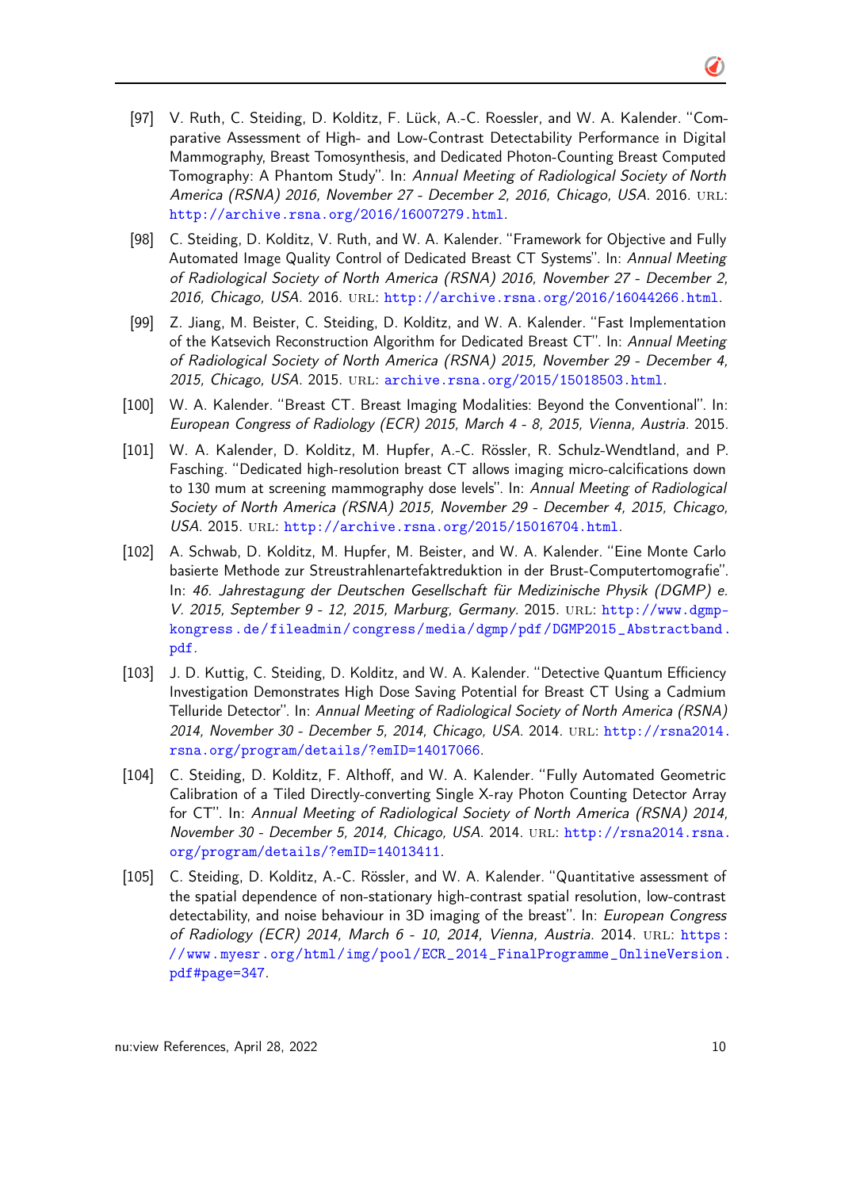[97] V. Ruth, C. Steiding, D. Kolditz, F. Lück, A.-C. Roessler, and W. A. Kalender. "Comparative Assessment of High- and Low-Contrast Detectability Performance in Digital Mammography, Breast Tomosynthesis, and Dedicated Photon-Counting Breast Computed Tomography: A Phantom Study". In: *Annual Meeting of Radiological Society of North America (RSNA) 2016, November 27 - December 2, 2016, Chicago, USA*. 2016. URL: http://archive.rsna.org/2016/16007279.html.

[98] C. Steiding, D. Kolditz, V. Ruth, and W. A. Kalender. "Framework for Objective and Fully Automated Image Quality Control of Dedicated Breast CT Systems". In: *Annual Meeting of Radiological Society of North America (RSNA) 2016, November 27 - December 2, 2016, Chicago, USA*. 2016. URL: http://archive.rsna.org/2016/16044266.html.

[99] Z. Jiang, M. Beister, C. Steiding, D. Kolditz, and W. A. Kalender. "Fast Implementation of the Katsevich Reconstruction Algorithm for Dedicated Breast CT". In: *Annual Meeting of Radiological Society of North America (RSNA) 2015, November 29 - December 4, 2015, Chicago, USA*. 2015. URL: archive.rsna.org/2015/15018503.html.

[100] W. A. Kalender. "Breast CT. Breast Imaging Modalities: Beyond the Conventional". In: *European Congress of Radiology (ECR) 2015, March 4 - 8, 2015, Vienna, Austria*. 2015.

[101] W. A. Kalender, D. Kolditz, M. Hupfer, A.-C. Rössler, R. Schulz-Wendtland, and P. Fasching. "Dedicated high-resolution breast CT allows imaging micro-calcifications down to 130 mum at screening mammography dose levels". In: *Annual Meeting of Radiological Society of North America (RSNA) 2015, November 29 - December 4, 2015, Chicago, USA*. 2015. URL: http://archive.rsna.org/2015/15016704.html.

[102] A. Schwab, D. Kolditz, M. Hupfer, M. Beister, and W. A. Kalender. "Eine Monte Carlo basierte Methode zur Streustrahlenartefaktreduktion in der Brust-Computertomografie". In: *46. Jahrestagung der Deutschen Gesellschaft für Medizinische Physik (DGMP) e. V. 2015, September 9 - 12, 2015, Marburg, Germany*. 2015. URL: http://www.dgmp-kongress.de/fileadmin/congress/media/dgmp/pdf/DGMP2015_Abstractband.pdf.

[103] J. D. Kuttig, C. Steiding, D. Kolditz, and W. A. Kalender. "Detective Quantum Efficiency Investigation Demonstrates High Dose Saving Potential for Breast CT Using a Cadmium Telluride Detector". In: *Annual Meeting of Radiological Society of North America (RSNA) 2014, November 30 - December 5, 2014, Chicago, USA*. 2014. URL: http://rsna2014.rsna.org/program/details/?emID=14017066.

[104] C. Steiding, D. Kolditz, F. Althoff, and W. A. Kalender. "Fully Automated Geometric Calibration of a Tiled Directly-converting Single X-ray Photon Counting Detector Array for CT". In: *Annual Meeting of Radiological Society of North America (RSNA) 2014, November 30 - December 5, 2014, Chicago, USA*. 2014. URL: http://rsna2014.rsna.org/program/details/?emID=14013411.

[105] C. Steiding, D. Kolditz, A.-C. Rössler, and W. A. Kalender. "Quantitative assessment of the spatial dependence of non-stationary high-contrast spatial resolution, low-contrast detectability, and noise behaviour in 3D imaging of the breast". In: *European Congress of Radiology (ECR) 2014, March 6 - 10, 2014, Vienna, Austria*. 2014. URL: https://www.myesr.org/html/img/pool/ECR_2014_FinalProgramme_OnlineVersion.pdf#page=347.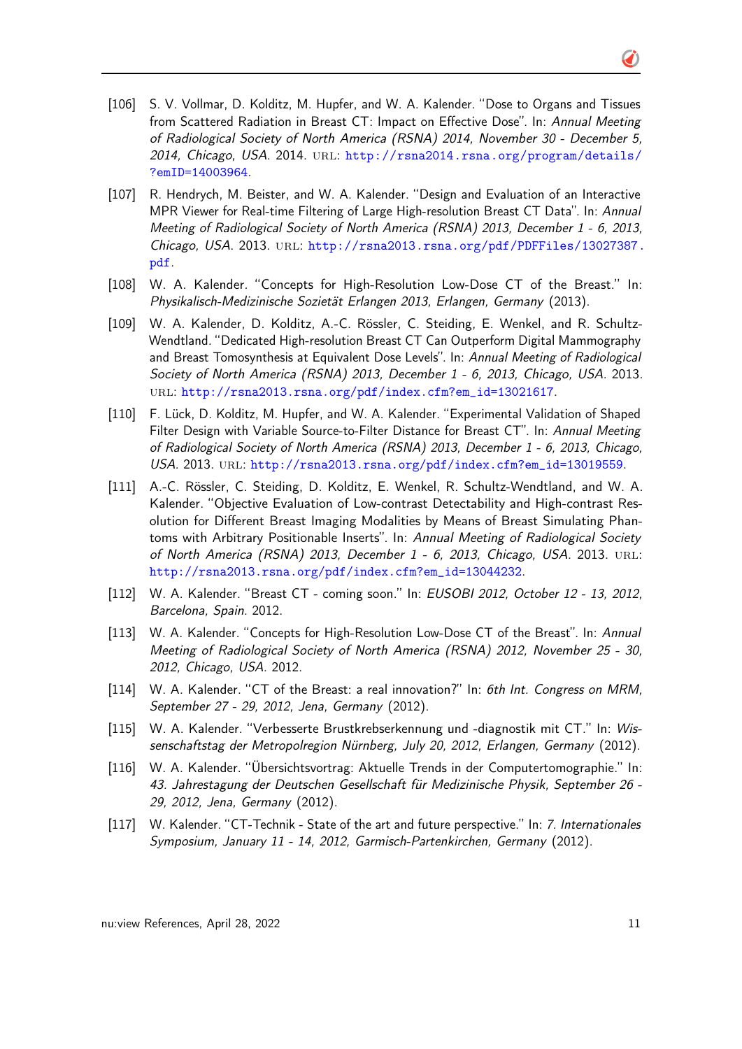[106] S. V. Vollmar, D. Kolditz, M. Hupfer, and W. A. Kalender. "Dose to Organs and Tissues from Scattered Radiation in Breast CT: Impact on Effective Dose". In: *Annual Meeting of Radiological Society of North America (RSNA) 2014, November 30 - December 5, 2014, Chicago, USA*. 2014. URL: http://rsna2014.rsna.org/program/details/?emID=14003964.

[107] R. Hendrych, M. Beister, and W. A. Kalender. "Design and Evaluation of an Interactive MPR Viewer for Real-time Filtering of Large High-resolution Breast CT Data". In: *Annual Meeting of Radiological Society of North America (RSNA) 2013, December 1 - 6, 2013, Chicago, USA*. 2013. URL: http://rsna2013.rsna.org/pdf/PDFFiles/13027387.pdf.

[108] W. A. Kalender. "Concepts for High-Resolution Low-Dose CT of the Breast." In: *Physikalisch-Medizinische Sozietät Erlangen 2013, Erlangen, Germany* (2013).

[109] W. A. Kalender, D. Kolditz, A.-C. Rössler, C. Steiding, E. Wenkel, and R. Schultz-Wendtland. "Dedicated High-resolution Breast CT Can Outperform Digital Mammography and Breast Tomosynthesis at Equivalent Dose Levels". In: *Annual Meeting of Radiological Society of North America (RSNA) 2013, December 1 - 6, 2013, Chicago, USA*. 2013. URL: http://rsna2013.rsna.org/pdf/index.cfm?em_id=13021617.

[110] F. Lück, D. Kolditz, M. Hupfer, and W. A. Kalender. "Experimental Validation of Shaped Filter Design with Variable Source-to-Filter Distance for Breast CT". In: *Annual Meeting of Radiological Society of North America (RSNA) 2013, December 1 - 6, 2013, Chicago, USA*. 2013. URL: http://rsna2013.rsna.org/pdf/index.cfm?em_id=13019559.

[111] A.-C. Rössler, C. Steiding, D. Kolditz, E. Wenkel, R. Schultz-Wendtland, and W. A. Kalender. "Objective Evaluation of Low-contrast Detectability and High-contrast Resolution for Different Breast Imaging Modalities by Means of Breast Simulating Phantoms with Arbitrary Positionable Inserts". In: *Annual Meeting of Radiological Society of North America (RSNA) 2013, December 1 - 6, 2013, Chicago, USA*. 2013. URL: http://rsna2013.rsna.org/pdf/index.cfm?em_id=13044232.

[112] W. A. Kalender. "Breast CT - coming soon." In: *EUSOBI 2012, October 12 - 13, 2012, Barcelona, Spain*. 2012.

[113] W. A. Kalender. "Concepts for High-Resolution Low-Dose CT of the Breast". In: *Annual Meeting of Radiological Society of North America (RSNA) 2012, November 25 - 30, 2012, Chicago, USA*. 2012.

[114] W. A. Kalender. "CT of the Breast: a real innovation?" In: *6th Int. Congress on MRM, September 27 - 29, 2012, Jena, Germany* (2012).

[115] W. A. Kalender. "Verbesserte Brustkrebserkennung und -diagnostik mit CT." In: *Wissenschaftstag der Metropolregion Nürnberg, July 20, 2012, Erlangen, Germany* (2012).

[116] W. A. Kalender. "Übersichtsvortrag: Aktuelle Trends in der Computertomographie." In: *43. Jahrestagung der Deutschen Gesellschaft für Medizinische Physik, September 26 - 29, 2012, Jena, Germany* (2012).

[117] W. Kalender. "CT-Technik - State of the art and future perspective." In: *7. Internationales Symposium, January 11 - 14, 2012, Garmisch-Partenkirchen, Germany* (2012).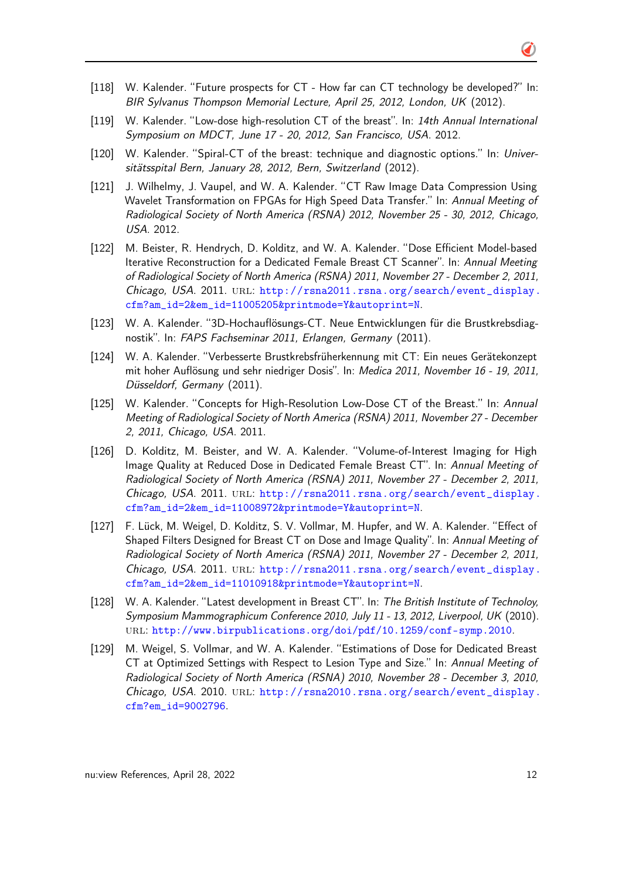[118] W. Kalender. "Future prospects for CT - How far can CT technology be developed?" In: *BIR Sylvanus Thompson Memorial Lecture, April 25, 2012, London, UK* (2012).

[119] W. Kalender. "Low-dose high-resolution CT of the breast". In: *14th Annual International Symposium on MDCT, June 17 - 20, 2012, San Francisco, USA*. 2012.

[120] W. Kalender. "Spiral-CT of the breast: technique and diagnostic options." In: *Universitätsspital Bern, January 28, 2012, Bern, Switzerland* (2012).

[121] J. Wilhelmy, J. Vaupel, and W. A. Kalender. "CT Raw Image Data Compression Using Wavelet Transformation on FPGAs for High Speed Data Transfer." In: *Annual Meeting of Radiological Society of North America (RSNA) 2012, November 25 - 30, 2012, Chicago, USA*. 2012.

[122] M. Beister, R. Hendrych, D. Kolditz, and W. A. Kalender. "Dose Efficient Model-based Iterative Reconstruction for a Dedicated Female Breast CT Scanner". In: *Annual Meeting of Radiological Society of North America (RSNA) 2011, November 27 - December 2, 2011, Chicago, USA*. 2011. URL: http://rsna2011.rsna.org/search/event_display.cfm?am_id=2&em_id=11005205&printmode=Y&autoprint=N.

[123] W. A. Kalender. "3D-Hochauflösungs-CT. Neue Entwicklungen für die Brustkrebsdiagnostik". In: *FAPS Fachseminar 2011, Erlangen, Germany* (2011).

[124] W. A. Kalender. "Verbesserte Brustkrebsfrüherkennung mit CT: Ein neues Gerätekonzept mit hoher Auflösung und sehr niedriger Dosis". In: *Medica 2011, November 16 - 19, 2011, Düsseldorf, Germany* (2011).

[125] W. Kalender. "Concepts for High-Resolution Low-Dose CT of the Breast." In: *Annual Meeting of Radiological Society of North America (RSNA) 2011, November 27 - December 2, 2011, Chicago, USA*. 2011.

[126] D. Kolditz, M. Beister, and W. A. Kalender. "Volume-of-Interest Imaging for High Image Quality at Reduced Dose in Dedicated Female Breast CT". In: *Annual Meeting of Radiological Society of North America (RSNA) 2011, November 27 - December 2, 2011, Chicago, USA*. 2011. URL: http://rsna2011.rsna.org/search/event_display.cfm?am_id=2&em_id=11008972&printmode=Y&autoprint=N.

[127] F. Lück, M. Weigel, D. Kolditz, S. V. Vollmar, M. Hupfer, and W. A. Kalender. "Effect of Shaped Filters Designed for Breast CT on Dose and Image Quality". In: *Annual Meeting of Radiological Society of North America (RSNA) 2011, November 27 - December 2, 2011, Chicago, USA*. 2011. URL: http://rsna2011.rsna.org/search/event_display.cfm?am_id=2&em_id=11010918&printmode=Y&autoprint=N.

[128] W. A. Kalender. "Latest development in Breast CT". In: *The British Institute of Technoloy, Symposium Mammographicum Conference 2010, July 11 - 13, 2012, Liverpool, UK* (2010). URL: http://www.birpublications.org/doi/pdf/10.1259/conf-symp.2010.

[129] M. Weigel, S. Vollmar, and W. A. Kalender. "Estimations of Dose for Dedicated Breast CT at Optimized Settings with Respect to Lesion Type and Size." In: *Annual Meeting of Radiological Society of North America (RSNA) 2010, November 28 - December 3, 2010, Chicago, USA*. 2010. URL: http://rsna2010.rsna.org/search/event_display.cfm?em_id=9002796.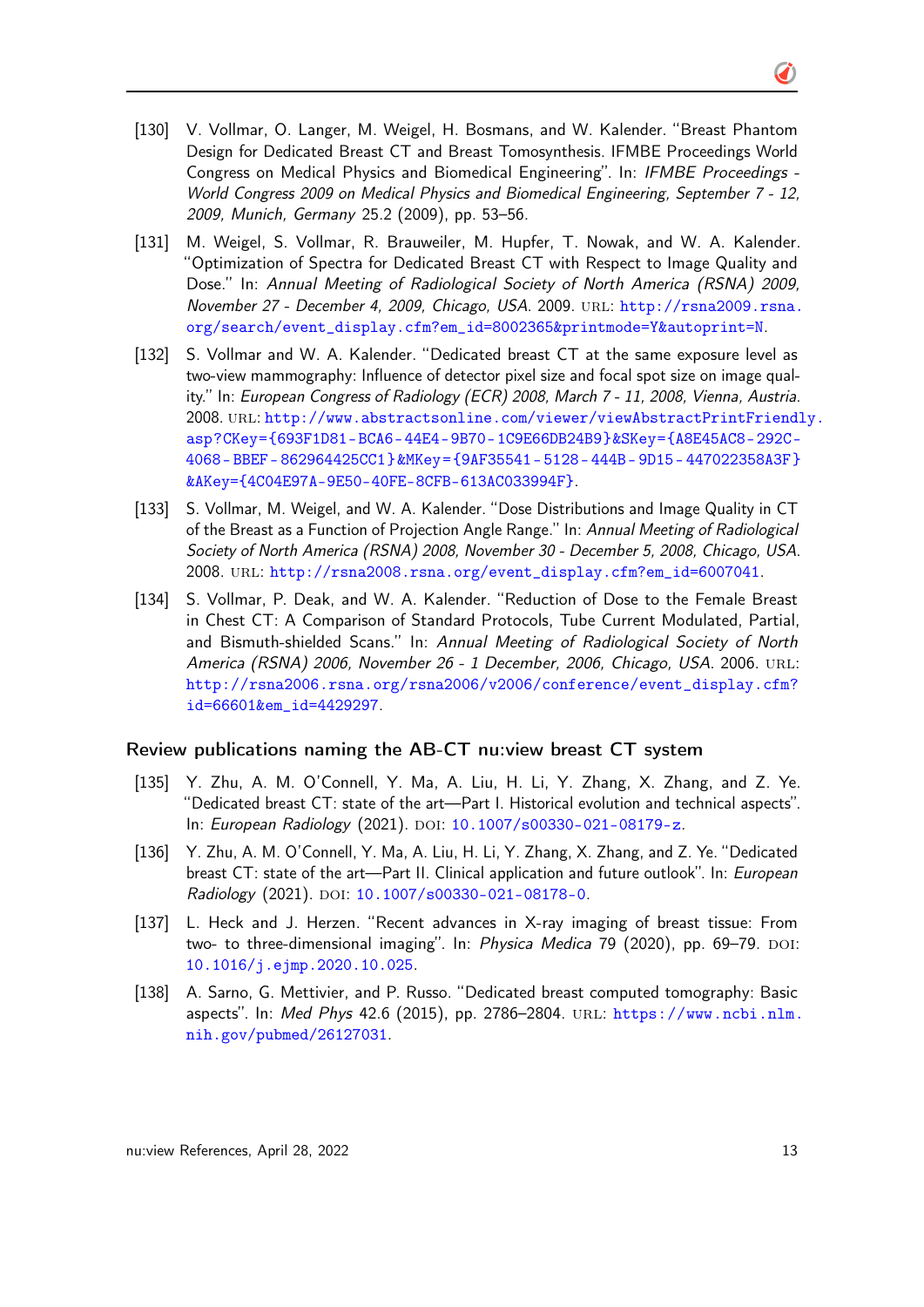[130] V. Vollmar, O. Langer, M. Weigel, H. Bosmans, and W. Kalender. "Breast Phantom Design for Dedicated Breast CT and Breast Tomosynthesis. IFMBE Proceedings World Congress on Medical Physics and Biomedical Engineering". In: *IFMBE Proceedings - World Congress 2009 on Medical Physics and Biomedical Engineering, September 7 - 12, 2009, Munich, Germany* 25.2 (2009), pp. 53–56.

[131] M. Weigel, S. Vollmar, R. Brauweiler, M. Hupfer, T. Nowak, and W. A. Kalender. "Optimization of Spectra for Dedicated Breast CT with Respect to Image Quality and Dose." In: *Annual Meeting of Radiological Society of North America (RSNA) 2009, November 27 - December 4, 2009, Chicago, USA*. 2009. URL: http://rsna2009.rsna.org/search/event_display.cfm?em_id=8002365&printmode=Y&autoprint=N.

[132] S. Vollmar and W. A. Kalender. "Dedicated breast CT at the same exposure level as two-view mammography: Influence of detector pixel size and focal spot size on image quality." In: *European Congress of Radiology (ECR) 2008, March 7 - 11, 2008, Vienna, Austria*. 2008. URL: http://www.abstractsonline.com/viewer/viewAbstractPrintFriendly.asp?CKey={693F1D81-BCA6-44E4-9B70-1C9E66DB24B9}&SKey={A8E45AC8-292C-4068-BBEF-862964425CC1}&MKey={9AF35541-5128-444B-9D15-447022358A3F}&AKey={4C04E97A-9E50-40FE-8CFB-613AC033994F}.

[133] S. Vollmar, M. Weigel, and W. A. Kalender. "Dose Distributions and Image Quality in CT of the Breast as a Function of Projection Angle Range." In: *Annual Meeting of Radiological Society of North America (RSNA) 2008, November 30 - December 5, 2008, Chicago, USA*. 2008. URL: http://rsna2008.rsna.org/event_display.cfm?em_id=6007041.

[134] S. Vollmar, P. Deak, and W. A. Kalender. "Reduction of Dose to the Female Breast in Chest CT: A Comparison of Standard Protocols, Tube Current Modulated, Partial, and Bismuth-shielded Scans." In: *Annual Meeting of Radiological Society of North America (RSNA) 2006, November 26 - 1 December, 2006, Chicago, USA*. 2006. URL: http://rsna2006.rsna.org/rsna2006/v2006/conference/event_display.cfm?id=66601&em_id=4429297.

### Review publications naming the AB-CT nu:view breast CT system

[135] Y. Zhu, A. M. O'Connell, Y. Ma, A. Liu, H. Li, Y. Zhang, X. Zhang, and Z. Ye. "Dedicated breast CT: state of the art—Part I. Historical evolution and technical aspects". In: *European Radiology* (2021). DOI: 10.1007/s00330-021-08179-z.

[136] Y. Zhu, A. M. O'Connell, Y. Ma, A. Liu, H. Li, Y. Zhang, X. Zhang, and Z. Ye. "Dedicated breast CT: state of the art—Part II. Clinical application and future outlook". In: *European Radiology* (2021). DOI: 10.1007/s00330-021-08178-0.

[137] L. Heck and J. Herzen. "Recent advances in X-ray imaging of breast tissue: From two- to three-dimensional imaging". In: *Physica Medica* 79 (2020), pp. 69–79. DOI: 10.1016/j.ejmp.2020.10.025.

[138] A. Sarno, G. Mettivier, and P. Russo. "Dedicated breast computed tomography: Basic aspects". In: *Med Phys* 42.6 (2015), pp. 2786–2804. URL: https://www.ncbi.nlm.nih.gov/pubmed/26127031.